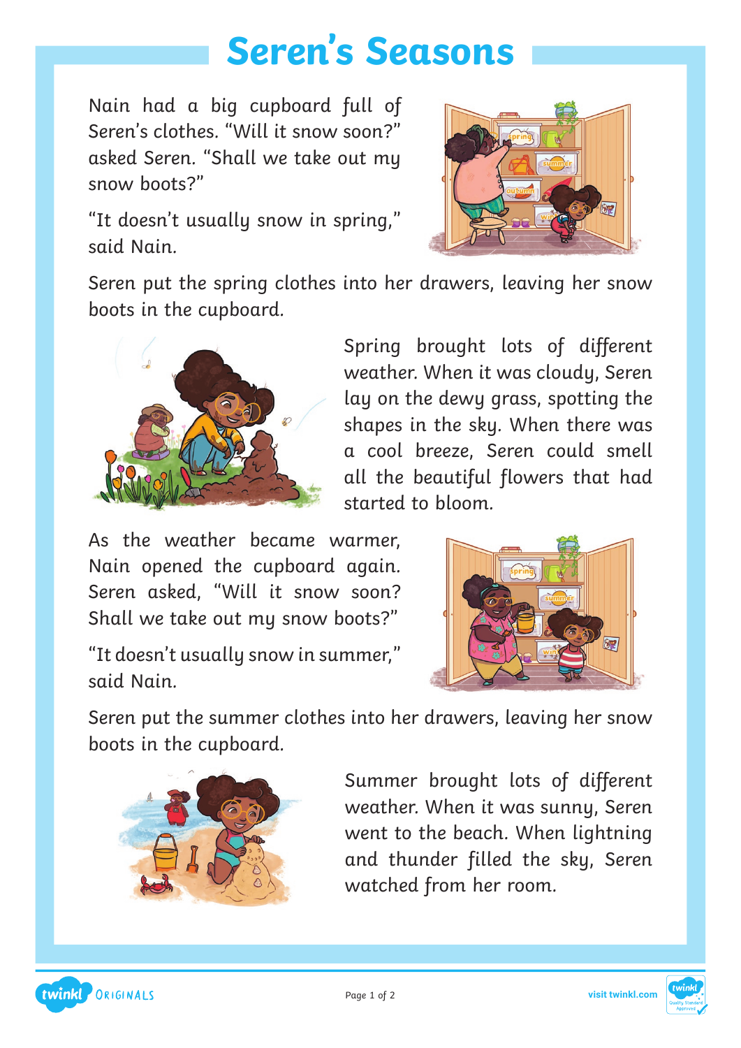# Seren's Seasons

Nain had a big cupboard full of Seren's clothes. "Will it snow soon?" asked Seren. "Shall we take out my snow boots?"

"It doesn't usually snow in spring," said Nain.

Seren put the spring clothes into her drawers, leaving her snow boots in the cupboard.

Spring brought lots of different weather. When it was cloudy, Seren lay on the dewy grass, spotting the shapes in the sky. When there was a cool breeze, Seren could smell all the beautiful flowers that had started to bloom.

As the weather became warmer, Nain opened the cupboard again. Seren asked, "Will it snow soon? Shall we take out my snow boots?"

"It doesn't usually snow in summer," said Nain.

Seren put the summer clothes into her drawers, leaving her snow boots in the cupboard.

Summer brought lots of different weather. When it was sunny, Seren went to the beach. When lightning and thunder filled the sky, Seren watched from her room.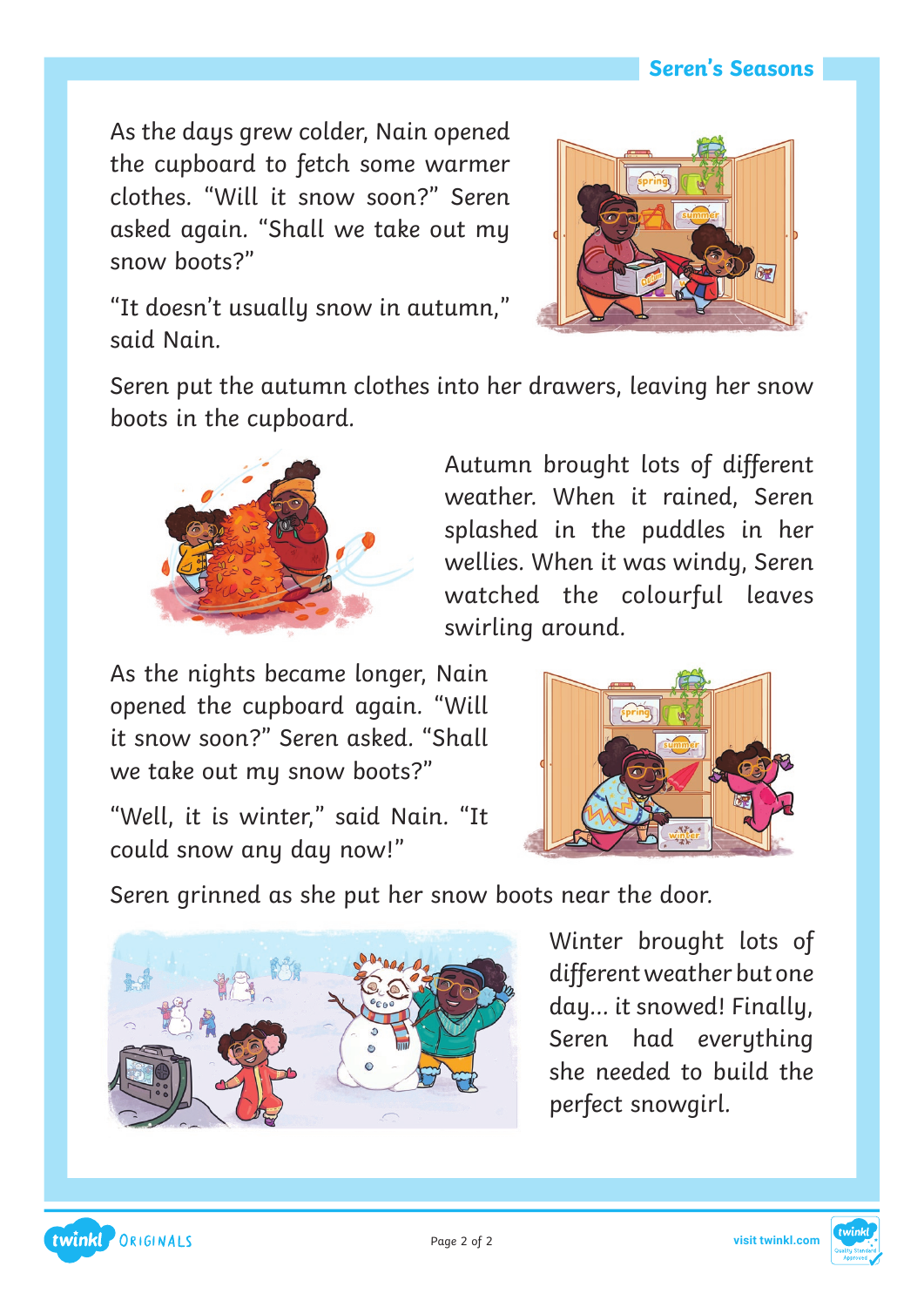As the days grew colder, Nain opened the cupboard to fetch some warmer clothes. "Will it snow soon?" Seren asked again. "Shall we take out my snow boots?"

"It doesn't usually snow in autumn," said Nain.

Seren put the autumn clothes into her drawers, leaving her snow boots in the cupboard.

Autumn brought lots of different weather. When it rained, Seren splashed in the puddles in her wellies. When it was windy, Seren watched the colourful leaves swirling around.

As the nights became longer, Nain opened the cupboard again. "Will it snow soon?" Seren asked. "Shall we take out my snow boots?"

"Well, it is winter," said Nain. "It could snow any day now!"

Seren grinned as she put her snow boots near the door.

Winter brought lots of different weather but one day... it snowed! Finally, Seren had everything she needed to build the perfect snowgirl.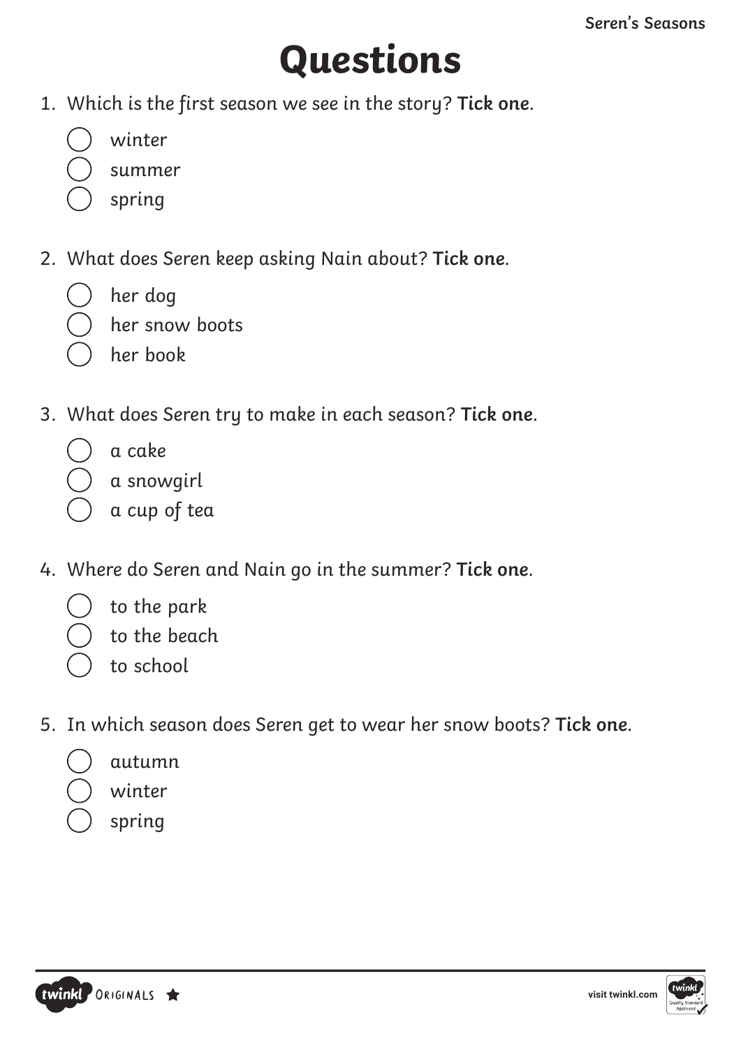# Questions

1. Which is the first season we see in the story? **Tick one**.
   - ◯ winter
   - ◯ summer
   - ◯ spring

2. What does Seren keep asking Nain about? **Tick one**.
   - ◯ her dog
   - ◯ her snow boots
   - ◯ her book

3. What does Seren try to make in each season? **Tick one**.
   - ◯ a cake
   - ◯ a snowgirl
   - ◯ a cup of tea

4. Where do Seren and Nain go in the summer? **Tick one**.
   - ◯ to the park
   - ◯ to the beach
   - ◯ to school

5. In which season does Seren get to wear her snow boots? **Tick one**.
   - ◯ autumn
   - ◯ winter
   - ◯ spring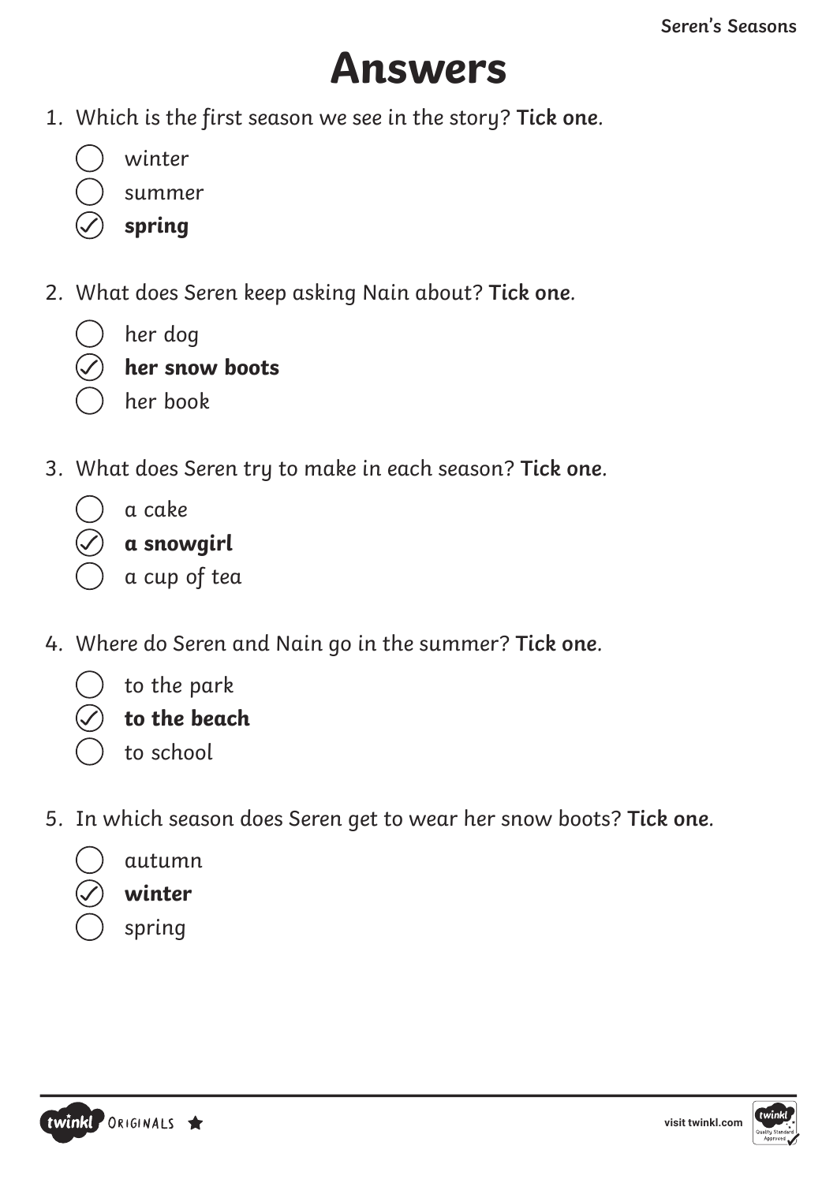# Answers

1. Which is the first season we see in the story? **Tick one**.

   - ◯ winter
   - ◯ summer
   - ✓ **spring**

2. What does Seren keep asking Nain about? **Tick one**.

   - ◯ her dog
   - ✓ **her snow boots**
   - ◯ her book

3. What does Seren try to make in each season? **Tick one**.

   - ◯ a cake
   - ✓ **a snowgirl**
   - ◯ a cup of tea

4. Where do Seren and Nain go in the summer? **Tick one**.

   - ◯ to the park
   - ✓ **to the beach**
   - ◯ to school

5. In which season does Seren get to wear her snow boots? **Tick one**.

   - ◯ autumn
   - ✓ **winter**
   - ◯ spring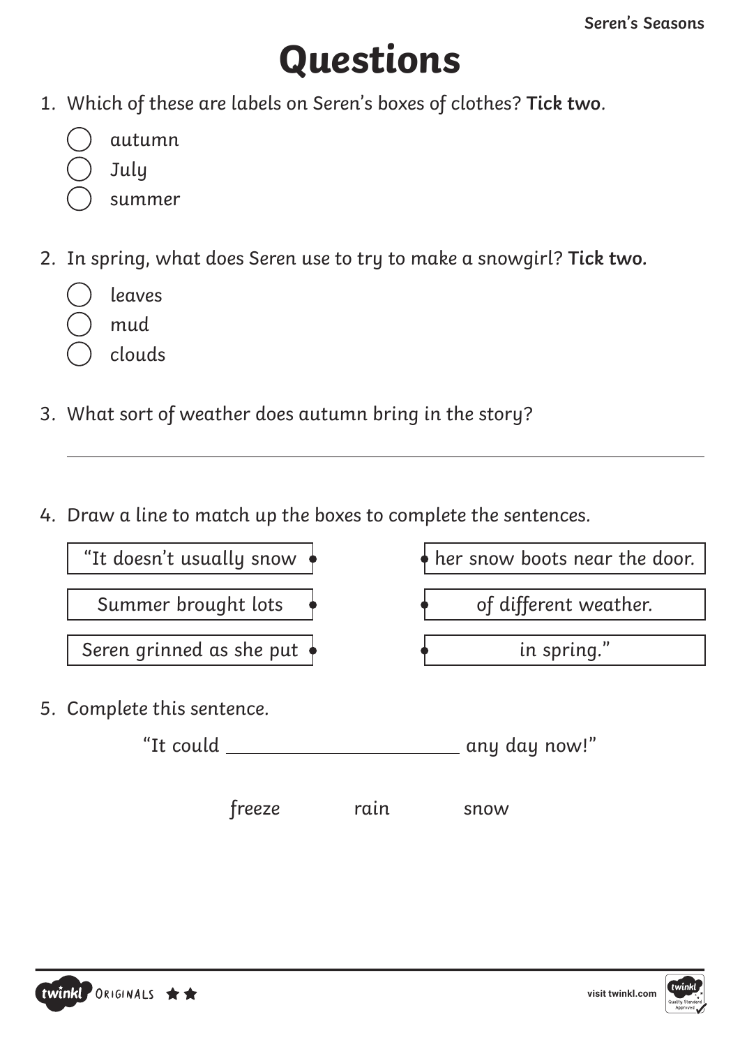# Questions

1. Which of these are labels on Seren's boxes of clothes? **Tick two**.

   - ◯ autumn
   - ◯ July
   - ◯ summer

2. In spring, what does Seren use to try to make a snowgirl? **Tick two.**

   - ◯ leaves
   - ◯ mud
   - ◯ clouds

3. What sort of weather does autumn bring in the story?

   ______________________________________________

4. Draw a line to match up the boxes to complete the sentences.

| | |
|---|---|
| "It doesn't usually snow • | • her snow boots near the door. |
| Summer brought lots • | • of different weather. |
| Seren grinned as she put • | • in spring." |

5. Complete this sentence.

   "It could ______________________ any day now!"

   freeze        rain        snow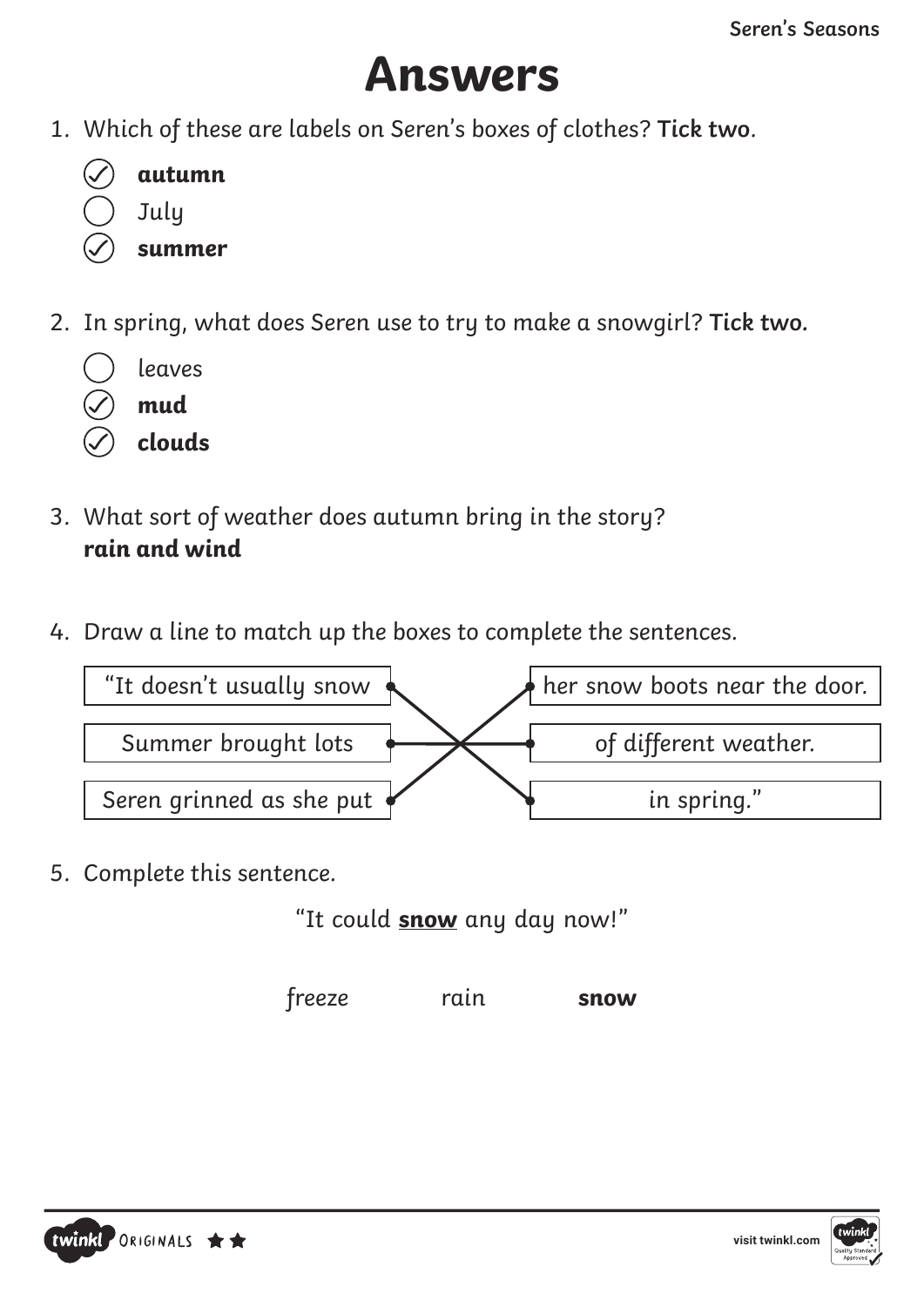# Answers

1. Which of these are labels on Seren's boxes of clothes? **Tick two**.

   - ☑ **autumn**
   - ○ July
   - ☑ **summer**

2. In spring, what does Seren use to try to make a snowgirl? **Tick two.**

   - ○ leaves
   - ☑ **mud**
   - ☑ **clouds**

3. What sort of weather does autumn bring in the story?
   **rain and wind**

4. Draw a line to match up the boxes to complete the sentences.

| | |
|---|---|
| "It doesn't usually snow | in spring." |
| Summer brought lots | of different weather. |
| Seren grinned as she put | her snow boots near the door. |

5. Complete this sentence.

   "It could **snow** any day now!"

   freeze rain **snow**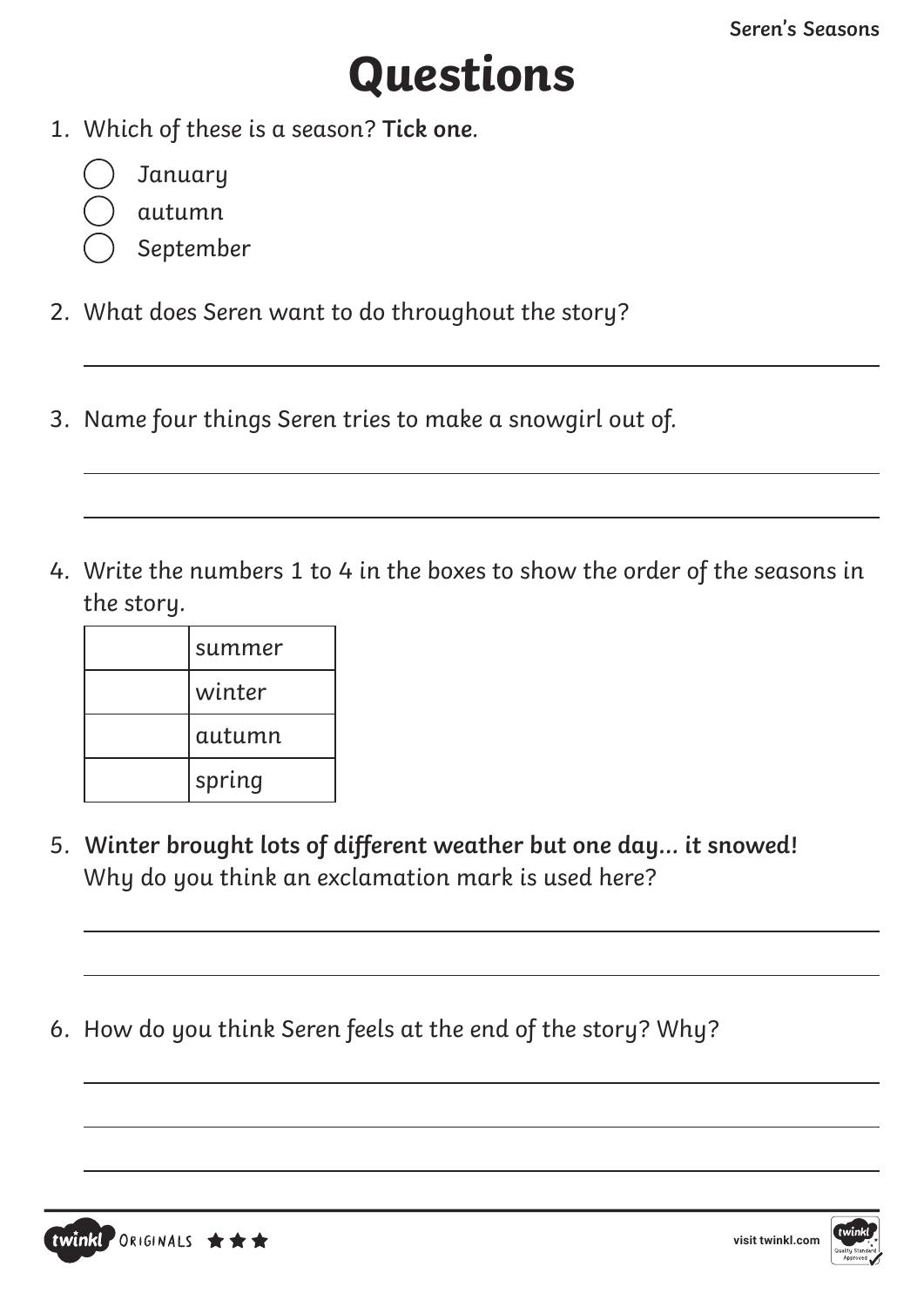# Questions

1. Which of these is a season? **Tick one**.

   - ◯ January
   - ◯ autumn
   - ◯ September

2. What does Seren want to do throughout the story?

3. Name four things Seren tries to make a snowgirl out of.

4. Write the numbers 1 to 4 in the boxes to show the order of the seasons in the story.

|  | summer |
|---|---|
|  | winter |
|  | autumn |
|  | spring |

5. **Winter brought lots of different weather but one day... it snowed!**
   Why do you think an exclamation mark is used here?

6. How do you think Seren feels at the end of the story? Why?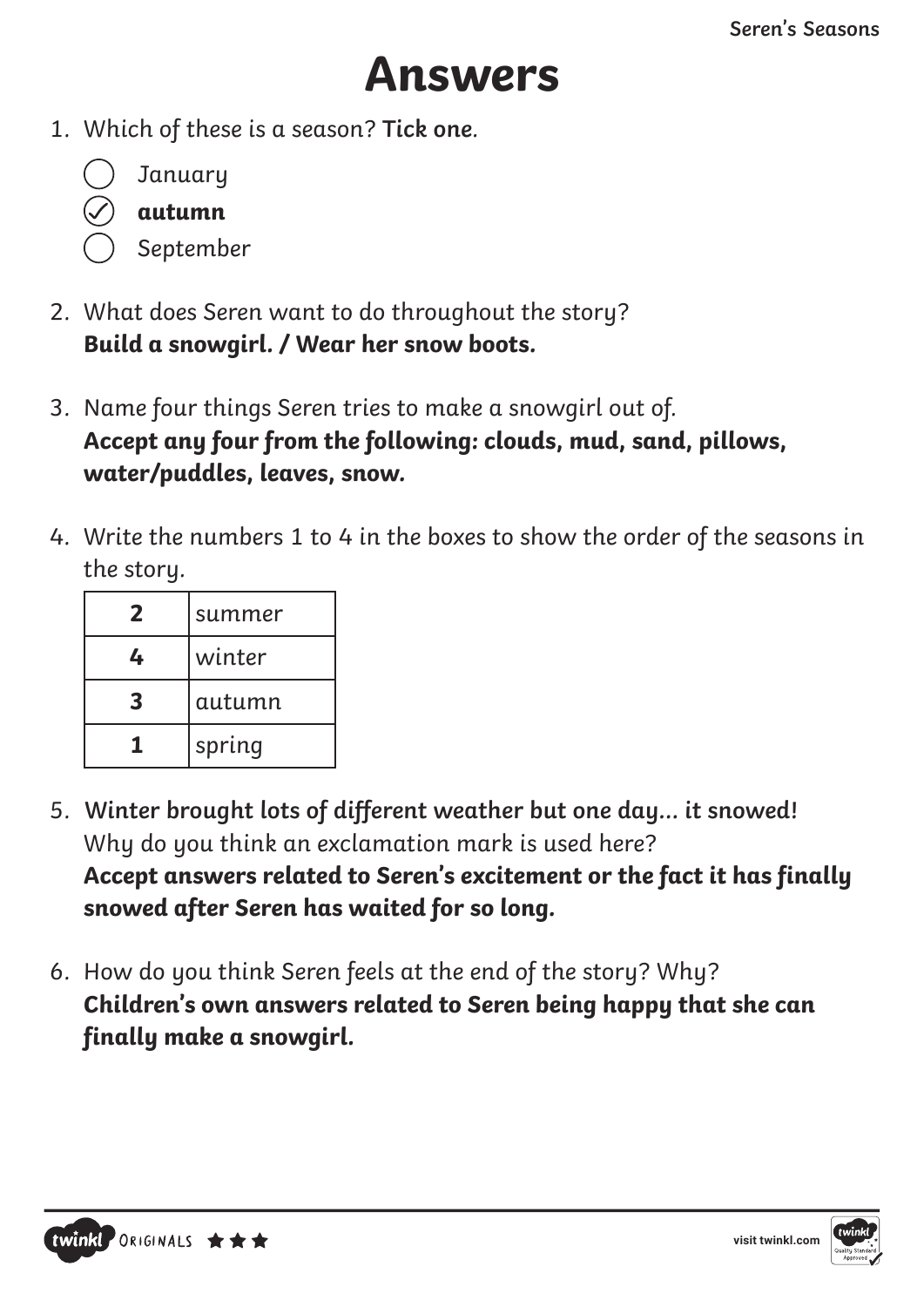# Answers

1. Which of these is a season? **Tick one**.

   - ○ January
   - ✓ **autumn**
   - ○ September

2. What does Seren want to do throughout the story?
   **Build a snowgirl. / Wear her snow boots.**

3. Name four things Seren tries to make a snowgirl out of.
   **Accept any four from the following: clouds, mud, sand, pillows, water/puddles, leaves, snow.**

4. Write the numbers 1 to 4 in the boxes to show the order of the seasons in the story.

| | |
|---|---|
| **2** | summer |
| **4** | winter |
| **3** | autumn |
| **1** | spring |

5. **Winter brought lots of different weather but one day… it snowed!**
   Why do you think an exclamation mark is used here?
   **Accept answers related to Seren's excitement or the fact it has finally snowed after Seren has waited for so long.**

6. How do you think Seren feels at the end of the story? Why?
   **Children's own answers related to Seren being happy that she can finally make a snowgirl.**